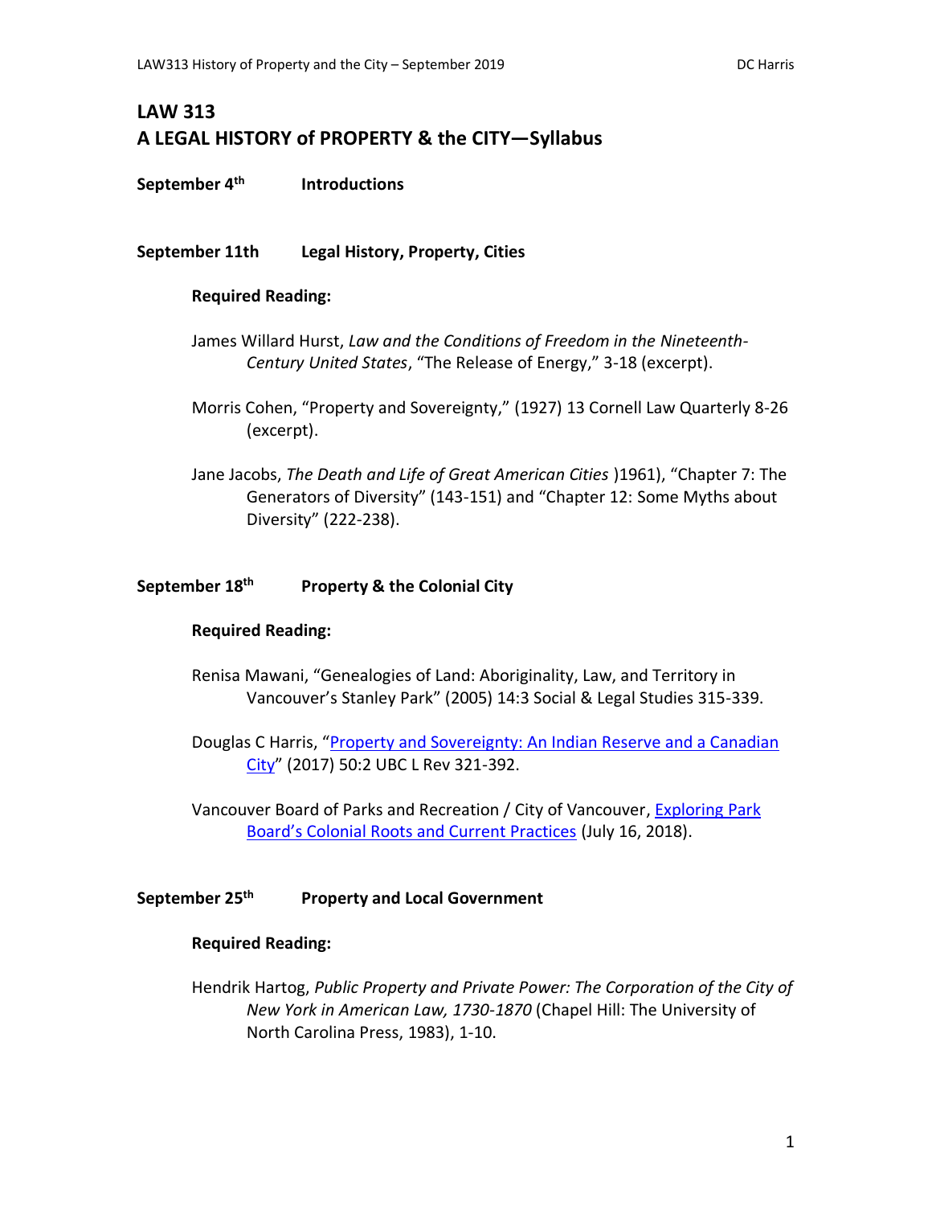# LAW 313
# A LEGAL HISTORY of PROPERTY & the CITY—Syllabus

**September 4th** **Introductions**

**September 11th** **Legal History, Property, Cities**

**Required Reading:**

James Willard Hurst, *Law and the Conditions of Freedom in the Nineteenth-Century United States*, "The Release of Energy," 3-18 (excerpt).

Morris Cohen, "Property and Sovereignty," (1927) 13 Cornell Law Quarterly 8-26 (excerpt).

Jane Jacobs, *The Death and Life of Great American Cities* )1961), "Chapter 7: The Generators of Diversity" (143-151) and "Chapter 12: Some Myths about Diversity" (222-238).

**September 18th** **Property & the Colonial City**

**Required Reading:**

Renisa Mawani, "Genealogies of Land: Aboriginality, Law, and Territory in Vancouver's Stanley Park" (2005) 14:3 Social & Legal Studies 315-339.

Douglas C Harris, "Property and Sovereignty: An Indian Reserve and a Canadian City" (2017) 50:2 UBC L Rev 321-392.

Vancouver Board of Parks and Recreation / City of Vancouver, Exploring Park Board's Colonial Roots and Current Practices (July 16, 2018).

**September 25th** **Property and Local Government**

**Required Reading:**

Hendrik Hartog, *Public Property and Private Power: The Corporation of the City of New York in American Law, 1730-1870* (Chapel Hill: The University of North Carolina Press, 1983), 1-10.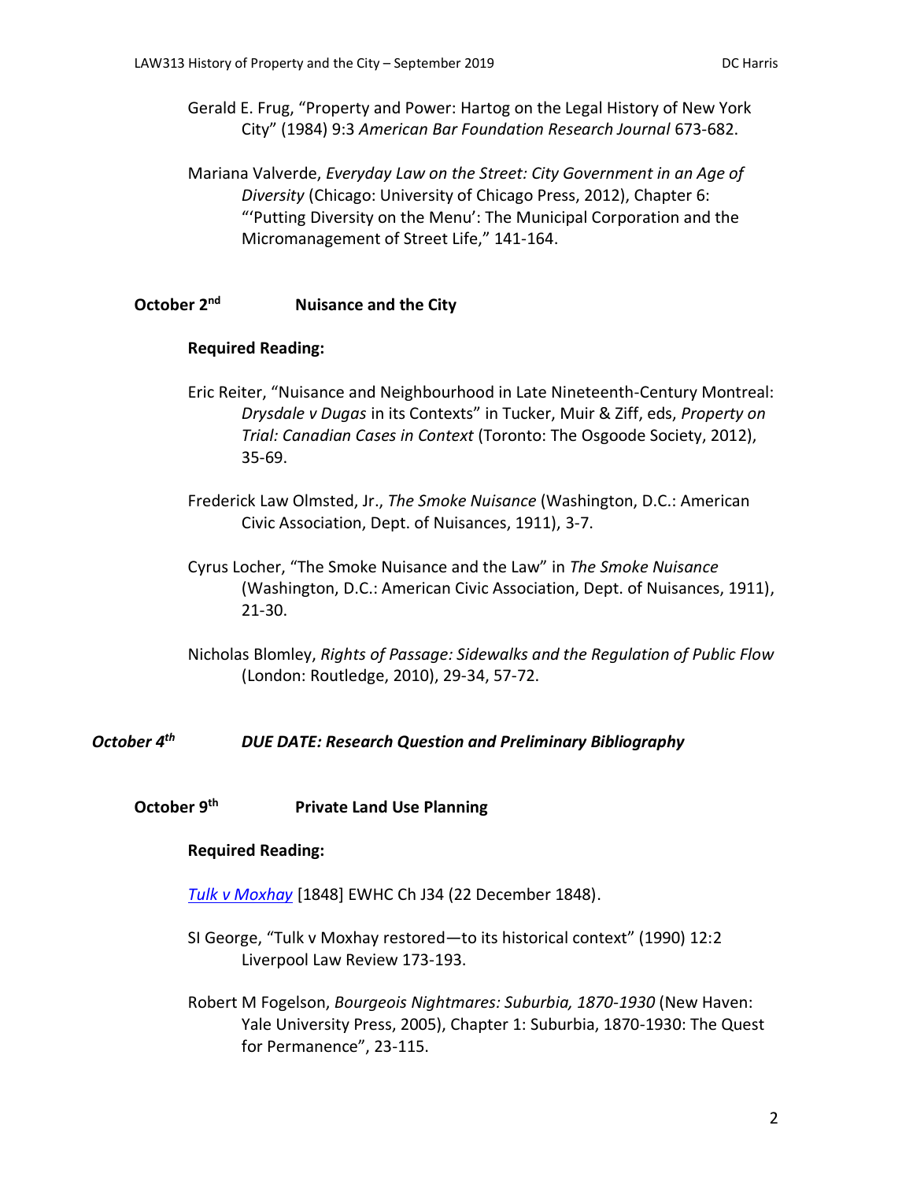Gerald E. Frug, "Property and Power: Hartog on the Legal History of New York City" (1984) 9:3 *American Bar Foundation Research Journal* 673-682.

Mariana Valverde, *Everyday Law on the Street: City Government in an Age of Diversity* (Chicago: University of Chicago Press, 2012), Chapter 6: "'Putting Diversity on the Menu': The Municipal Corporation and the Micromanagement of Street Life," 141-164.

**October 2nd** **Nuisance and the City**

**Required Reading:**

Eric Reiter, "Nuisance and Neighbourhood in Late Nineteenth-Century Montreal: *Drysdale v Dugas* in its Contexts" in Tucker, Muir & Ziff, eds, *Property on Trial: Canadian Cases in Context* (Toronto: The Osgoode Society, 2012), 35-69.

Frederick Law Olmsted, Jr., *The Smoke Nuisance* (Washington, D.C.: American Civic Association, Dept. of Nuisances, 1911), 3-7.

Cyrus Locher, "The Smoke Nuisance and the Law" in *The Smoke Nuisance* (Washington, D.C.: American Civic Association, Dept. of Nuisances, 1911), 21-30.

Nicholas Blomley, *Rights of Passage: Sidewalks and the Regulation of Public Flow* (London: Routledge, 2010), 29-34, 57-72.

***October 4th*** ***DUE DATE: Research Question and Preliminary Bibliography***

**October 9th** **Private Land Use Planning**

**Required Reading:**

*Tulk v Moxhay* [1848] EWHC Ch J34 (22 December 1848).

SI George, "Tulk v Moxhay restored—to its historical context" (1990) 12:2 Liverpool Law Review 173-193.

Robert M Fogelson, *Bourgeois Nightmares: Suburbia, 1870-1930* (New Haven: Yale University Press, 2005), Chapter 1: Suburbia, 1870-1930: The Quest for Permanence", 23-115.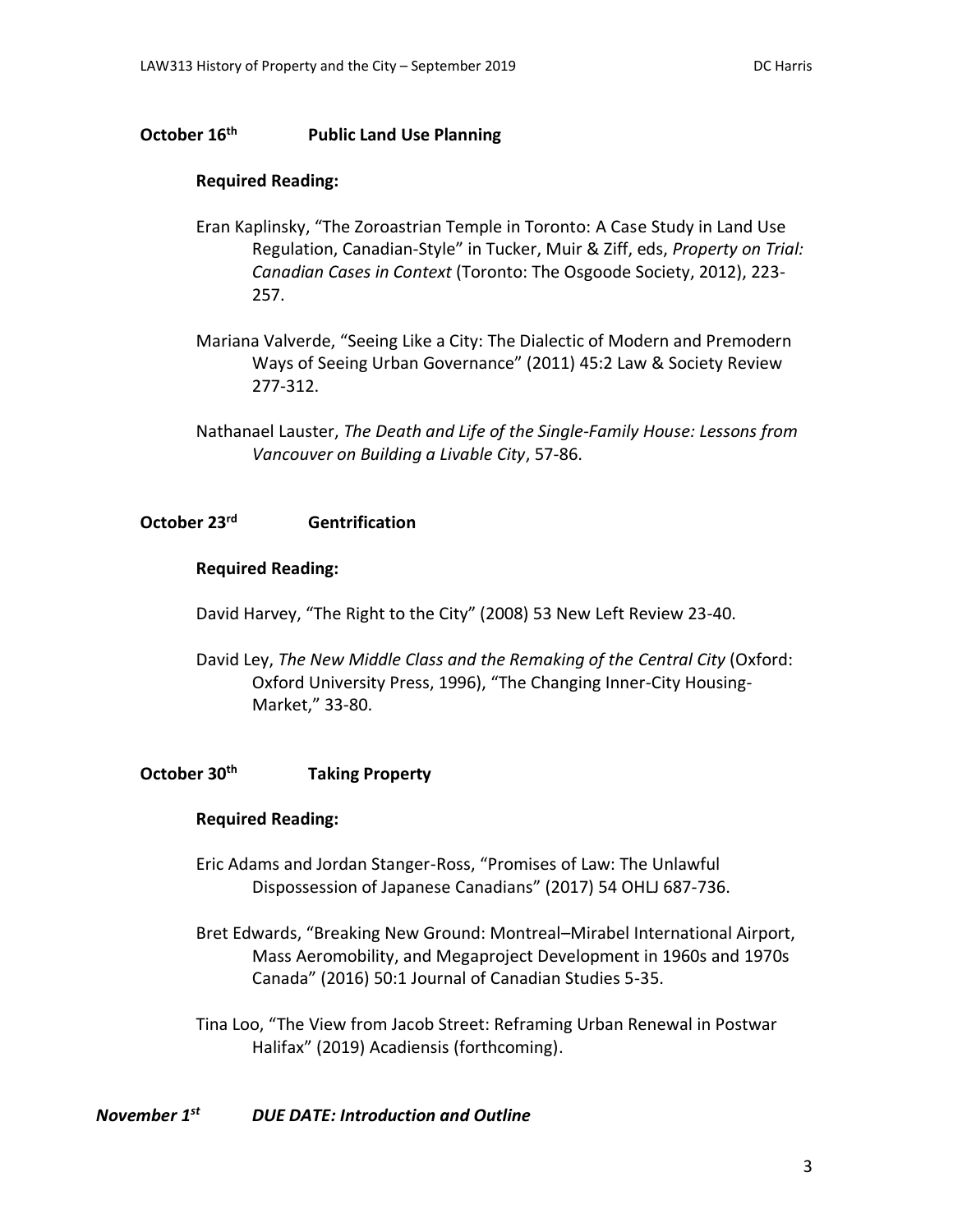**October 16th Public Land Use Planning**

**Required Reading:**

Eran Kaplinsky, "The Zoroastrian Temple in Toronto: A Case Study in Land Use Regulation, Canadian-Style" in Tucker, Muir & Ziff, eds, *Property on Trial: Canadian Cases in Context* (Toronto: The Osgoode Society, 2012), 223-257.

Mariana Valverde, "Seeing Like a City: The Dialectic of Modern and Premodern Ways of Seeing Urban Governance" (2011) 45:2 Law & Society Review 277-312.

Nathanael Lauster, *The Death and Life of the Single-Family House: Lessons from Vancouver on Building a Livable City*, 57-86.

**October 23rd Gentrification**

**Required Reading:**

David Harvey, "The Right to the City" (2008) 53 New Left Review 23-40.

David Ley, *The New Middle Class and the Remaking of the Central City* (Oxford: Oxford University Press, 1996), "The Changing Inner-City Housing-Market," 33-80.

**October 30th Taking Property**

**Required Reading:**

Eric Adams and Jordan Stanger-Ross, "Promises of Law: The Unlawful Dispossession of Japanese Canadians" (2017) 54 OHLJ 687-736.

Bret Edwards, "Breaking New Ground: Montreal–Mirabel International Airport, Mass Aeromobility, and Megaproject Development in 1960s and 1970s Canada" (2016) 50:1 Journal of Canadian Studies 5-35.

Tina Loo, "The View from Jacob Street: Reframing Urban Renewal in Postwar Halifax" (2019) Acadiensis (forthcoming).

***November 1st DUE DATE: Introduction and Outline***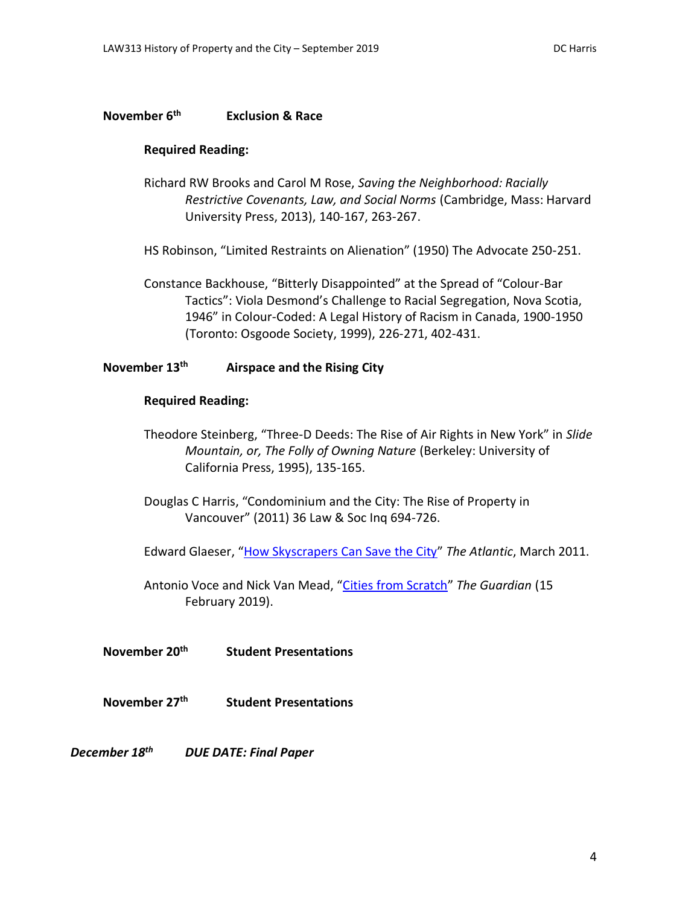**November 6th** **Exclusion & Race**

**Required Reading:**

Richard RW Brooks and Carol M Rose, *Saving the Neighborhood: Racially Restrictive Covenants, Law, and Social Norms* (Cambridge, Mass: Harvard University Press, 2013), 140-167, 263-267.

HS Robinson, "Limited Restraints on Alienation" (1950) The Advocate 250-251.

Constance Backhouse, "Bitterly Disappointed" at the Spread of "Colour-Bar Tactics": Viola Desmond's Challenge to Racial Segregation, Nova Scotia, 1946" in Colour-Coded: A Legal History of Racism in Canada, 1900-1950 (Toronto: Osgoode Society, 1999), 226-271, 402-431.

**November 13th** **Airspace and the Rising City**

**Required Reading:**

Theodore Steinberg, "Three-D Deeds: The Rise of Air Rights in New York" in *Slide Mountain, or, The Folly of Owning Nature* (Berkeley: University of California Press, 1995), 135-165.

Douglas C Harris, "Condominium and the City: The Rise of Property in Vancouver" (2011) 36 Law & Soc Inq 694-726.

Edward Glaeser, "How Skyscrapers Can Save the City" *The Atlantic*, March 2011.

Antonio Voce and Nick Van Mead, "Cities from Scratch" *The Guardian* (15 February 2019).

**November 20th** **Student Presentations**

**November 27th** **Student Presentations**

***December 18th*** ***DUE DATE: Final Paper***